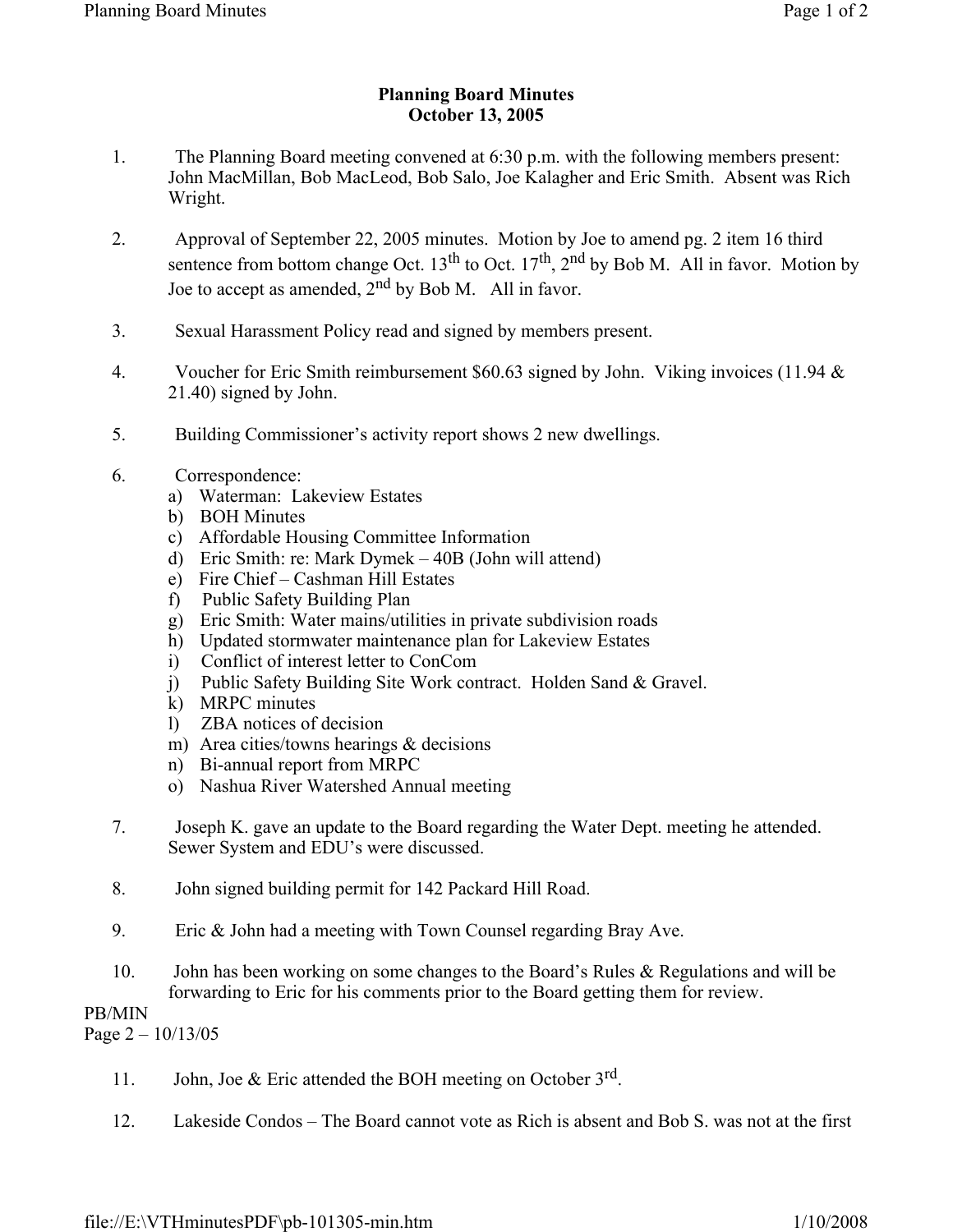# Planning Board Minutes
# October 13, 2005

1. The Planning Board meeting convened at 6:30 p.m. with the following members present: John MacMillan, Bob MacLeod, Bob Salo, Joe Kalagher and Eric Smith. Absent was Rich Wright.

2. Approval of September 22, 2005 minutes. Motion by Joe to amend pg. 2 item 16 third sentence from bottom change Oct. 13th to Oct. 17th, 2nd by Bob M. All in favor. Motion by Joe to accept as amended, 2nd by Bob M. All in favor.

3. Sexual Harassment Policy read and signed by members present.

4. Voucher for Eric Smith reimbursement $60.63 signed by John. Viking invoices (11.94 & 21.40) signed by John.

5. Building Commissioner's activity report shows 2 new dwellings.

6. Correspondence:
   a) Waterman: Lakeview Estates
   b) BOH Minutes
   c) Affordable Housing Committee Information
   d) Eric Smith: re: Mark Dymek – 40B (John will attend)
   e) Fire Chief – Cashman Hill Estates
   f) Public Safety Building Plan
   g) Eric Smith: Water mains/utilities in private subdivision roads
   h) Updated stormwater maintenance plan for Lakeview Estates
   i) Conflict of interest letter to ConCom
   j) Public Safety Building Site Work contract. Holden Sand & Gravel.
   k) MRPC minutes
   l) ZBA notices of decision
   m) Area cities/towns hearings & decisions
   n) Bi-annual report from MRPC
   o) Nashua River Watershed Annual meeting

7. Joseph K. gave an update to the Board regarding the Water Dept. meeting he attended. Sewer System and EDU's were discussed.

8. John signed building permit for 142 Packard Hill Road.

9. Eric & John had a meeting with Town Counsel regarding Bray Ave.

10. John has been working on some changes to the Board's Rules & Regulations and will be forwarding to Eric for his comments prior to the Board getting them for review.

PB/MIN
Page 2 – 10/13/05

11. John, Joe & Eric attended the BOH meeting on October 3rd.

12. Lakeside Condos – The Board cannot vote as Rich is absent and Bob S. was not at the first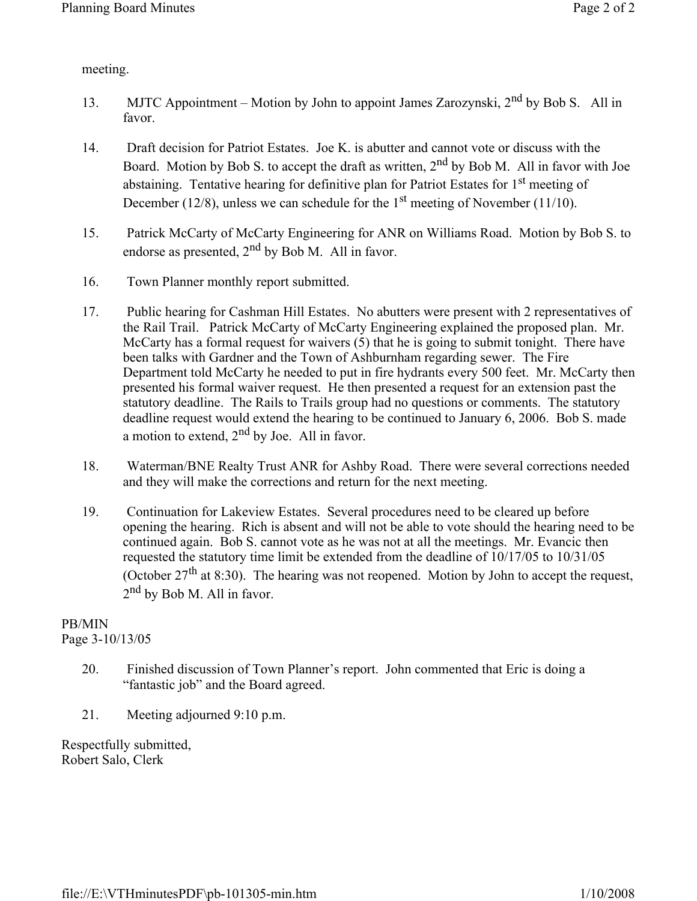meeting.

13. MJTC Appointment – Motion by John to appoint James Zarozynski, 2nd by Bob S. All in favor.

14. Draft decision for Patriot Estates. Joe K. is abutter and cannot vote or discuss with the Board. Motion by Bob S. to accept the draft as written, 2nd by Bob M. All in favor with Joe abstaining. Tentative hearing for definitive plan for Patriot Estates for 1st meeting of December (12/8), unless we can schedule for the 1st meeting of November (11/10).

15. Patrick McCarty of McCarty Engineering for ANR on Williams Road. Motion by Bob S. to endorse as presented, 2nd by Bob M. All in favor.

16. Town Planner monthly report submitted.

17. Public hearing for Cashman Hill Estates. No abutters were present with 2 representatives of the Rail Trail. Patrick McCarty of McCarty Engineering explained the proposed plan. Mr. McCarty has a formal request for waivers (5) that he is going to submit tonight. There have been talks with Gardner and the Town of Ashburnham regarding sewer. The Fire Department told McCarty he needed to put in fire hydrants every 500 feet. Mr. McCarty then presented his formal waiver request. He then presented a request for an extension past the statutory deadline. The Rails to Trails group had no questions or comments. The statutory deadline request would extend the hearing to be continued to January 6, 2006. Bob S. made a motion to extend, 2nd by Joe. All in favor.

18. Waterman/BNE Realty Trust ANR for Ashby Road. There were several corrections needed and they will make the corrections and return for the next meeting.

19. Continuation for Lakeview Estates. Several procedures need to be cleared up before opening the hearing. Rich is absent and will not be able to vote should the hearing need to be continued again. Bob S. cannot vote as he was not at all the meetings. Mr. Evancic then requested the statutory time limit be extended from the deadline of 10/17/05 to 10/31/05 (October 27th at 8:30). The hearing was not reopened. Motion by John to accept the request, 2nd by Bob M. All in favor.

PB/MIN
Page 3-10/13/05

20. Finished discussion of Town Planner's report. John commented that Eric is doing a "fantastic job" and the Board agreed.

21. Meeting adjourned 9:10 p.m.

Respectfully submitted,
Robert Salo, Clerk